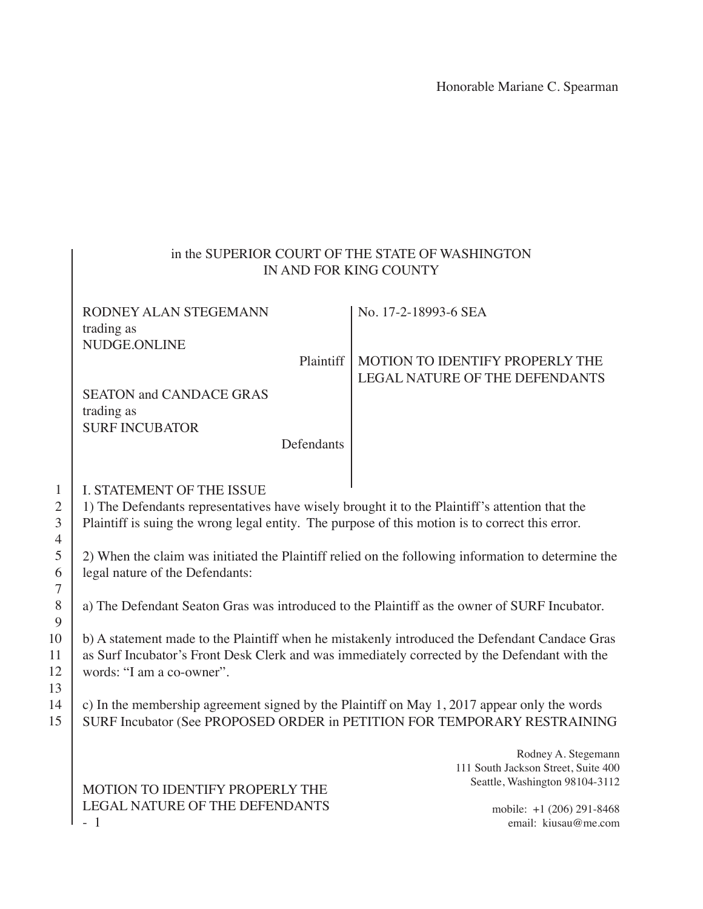Honorable Mariane C. Spearman

in the SUPERIOR COURT OF THE STATE OF WASHINGTON
IN AND FOR KING COUNTY

| | |
|---|---|
| RODNEY ALAN STEGEMANN trading as NUDGE.ONLINE<br><br>Plaintiff<br><br>SEATON and CANDACE GRAS trading as SURF INCUBATOR<br><br>Defendants | No. 17-2-18993-6 SEA<br><br>MOTION TO IDENTIFY PROPERLY THE LEGAL NATURE OF THE DEFENDANTS |

I. STATEMENT OF THE ISSUE

1) The Defendants representatives have wisely brought it to the Plaintiff's attention that the Plaintiff is suing the wrong legal entity. The purpose of this motion is to correct this error.

2) When the claim was initiated the Plaintiff relied on the following information to determine the legal nature of the Defendants:

a) The Defendant Seaton Gras was introduced to the Plaintiff as the owner of SURF Incubator.

b) A statement made to the Plaintiff when he mistakenly introduced the Defendant Candace Gras as Surf Incubator's Front Desk Clerk and was immediately corrected by the Defendant with the words: "I am a co-owner".

c) In the membership agreement signed by the Plaintiff on May 1, 2017 appear only the words SURF Incubator (See PROPOSED ORDER in PETITION FOR TEMPORARY RESTRAINING

Rodney A. Stegemann
111 South Jackson Street, Suite 400
Seattle, Washington 98104-3112

mobile: +1 (206) 291-8468
email: kiusau@me.com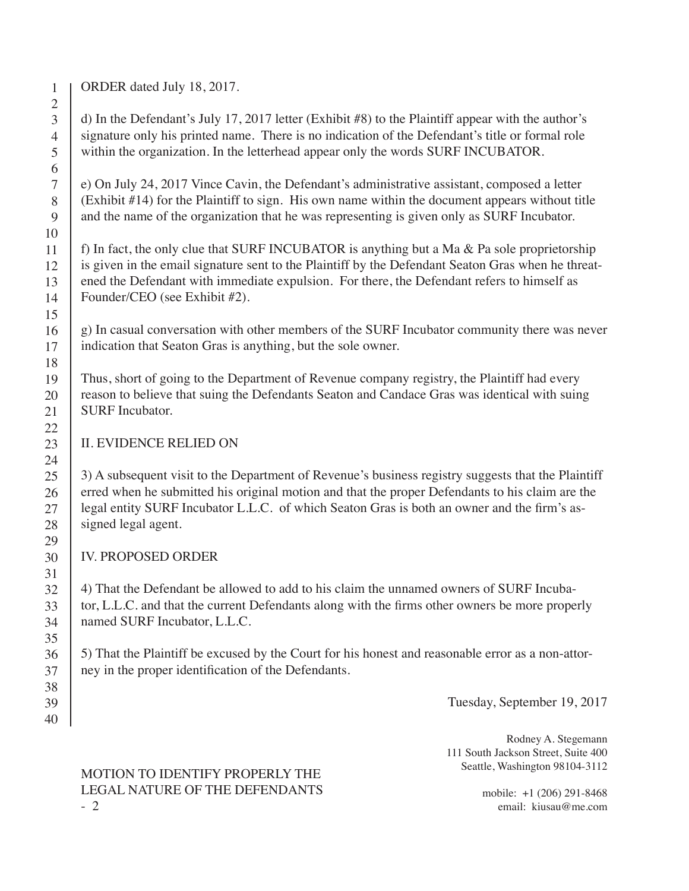ORDER dated July 18, 2017.

d) In the Defendant's July 17, 2017 letter (Exhibit #8) to the Plaintiff appear with the author's signature only his printed name. There is no indication of the Defendant's title or formal role within the organization. In the letterhead appear only the words SURF INCUBATOR.

e) On July 24, 2017 Vince Cavin, the Defendant's administrative assistant, composed a letter (Exhibit #14) for the Plaintiff to sign. His own name within the document appears without title and the name of the organization that he was representing is given only as SURF Incubator.

f) In fact, the only clue that SURF INCUBATOR is anything but a Ma & Pa sole proprietorship is given in the email signature sent to the Plaintiff by the Defendant Seaton Gras when he threatened the Defendant with immediate expulsion. For there, the Defendant refers to himself as Founder/CEO (see Exhibit #2).

g) In casual conversation with other members of the SURF Incubator community there was never indication that Seaton Gras is anything, but the sole owner.

Thus, short of going to the Department of Revenue company registry, the Plaintiff had every reason to believe that suing the Defendants Seaton and Candace Gras was identical with suing SURF Incubator.

## II. EVIDENCE RELIED ON

3) A subsequent visit to the Department of Revenue's business registry suggests that the Plaintiff erred when he submitted his original motion and that the proper Defendants to his claim are the legal entity SURF Incubator L.L.C. of which Seaton Gras is both an owner and the firm's assigned legal agent.

## IV. PROPOSED ORDER

4) That the Defendant be allowed to add to his claim the unnamed owners of SURF Incubator, L.L.C. and that the current Defendants along with the firms other owners be more properly named SURF Incubator, L.L.C.

5) That the Plaintiff be excused by the Court for his honest and reasonable error as a non-attorney in the proper identification of the Defendants.

Tuesday, September 19, 2017

Rodney A. Stegemann
111 South Jackson Street, Suite 400
Seattle, Washington 98104-3112

mobile: +1 (206) 291-8468
email: kiusau@me.com

MOTION TO IDENTIFY PROPERLY THE LEGAL NATURE OF THE DEFENDANTS